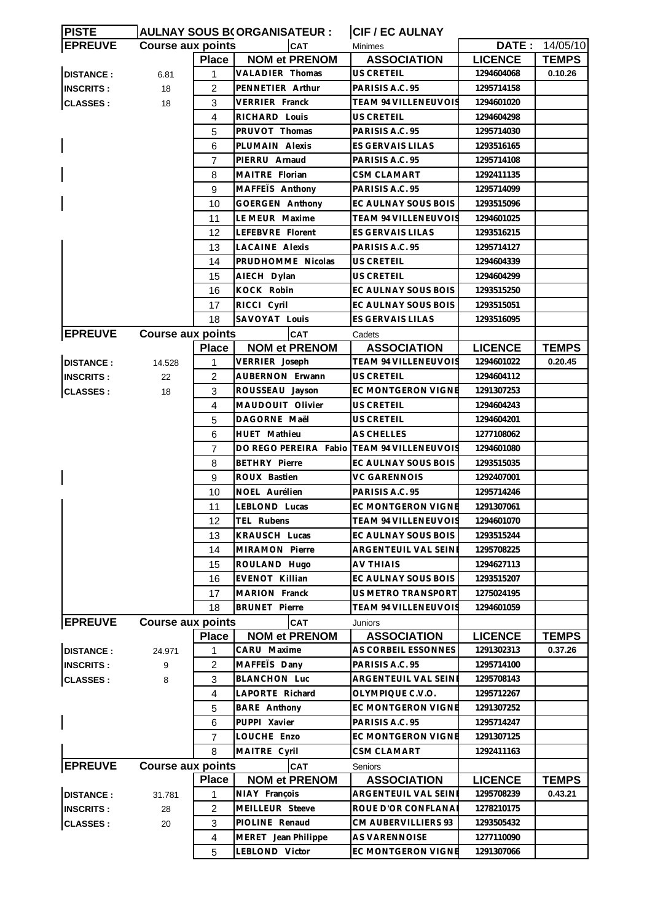| PISTE | AULNAY SOUS BOIS | ORGANISATEUR : | | CIF / EC AULNAY | | |
|---|---|---|---|---|---|---|
| **EPREUVE** | **Course aux points** | | **CAT** | Minimes | **DATE :** | 14/05/10 |
| | | **Place** | **NOM et PRENOM** | **ASSOCIATION** | **LICENCE** | **TEMPS** |
| **DISTANCE :** | 6.81 | 1 | VALADIER Thomas | US CRETEIL | 1294604068 | 0.10.26 |
| **INSCRITS :** | 18 | 2 | PENNETIER Arthur | PARISIS A.C. 95 | 1295714158 | |
| **CLASSES :** | 18 | 3 | VERRIER Franck | TEAM 94 VILLENEUVOIS | 1294601020 | |
| | | 4 | RICHARD Louis | US CRETEIL | 1294604298 | |
| | | 5 | PRUVOT Thomas | PARISIS A.C. 95 | 1295714030 | |
| | | 6 | PLUMAIN Alexis | ES GERVAIS LILAS | 1293516165 | |
| | | 7 | PIERRU Arnaud | PARISIS A.C. 95 | 1295714108 | |
| | | 8 | MAITRE Florian | CSM CLAMART | 1292411135 | |
| | | 9 | MAFFEÏS Anthony | PARISIS A.C. 95 | 1295714099 | |
| | | 10 | GOERGEN Anthony | EC AULNAY SOUS BOIS | 1293515096 | |
| | | 11 | LE MEUR Maxime | TEAM 94 VILLENEUVOIS | 1294601025 | |
| | | 12 | LEFEBVRE Florent | ES GERVAIS LILAS | 1293516215 | |
| | | 13 | LACAINE Alexis | PARISIS A.C. 95 | 1295714127 | |
| | | 14 | PRUDHOMME Nicolas | US CRETEIL | 1294604339 | |
| | | 15 | AIECH Dylan | US CRETEIL | 1294604299 | |
| | | 16 | KOCK Robin | EC AULNAY SOUS BOIS | 1293515250 | |
| | | 17 | RICCI Cyril | EC AULNAY SOUS BOIS | 1293515051 | |
| | | 18 | SAVOYAT Louis | ES GERVAIS LILAS | 1293516095 | |
| **EPREUVE** | **Course aux points** | | **CAT** | Cadets | | |
| | | **Place** | **NOM et PRENOM** | **ASSOCIATION** | **LICENCE** | **TEMPS** |
| **DISTANCE :** | 14.528 | 1 | VERRIER Joseph | TEAM 94 VILLENEUVOIS | 1294601022 | 0.20.45 |
| **INSCRITS :** | 22 | 2 | AUBERNON Erwann | US CRETEIL | 1294604112 | |
| **CLASSES :** | 18 | 3 | ROUSSEAU Jayson | EC MONTGERON VIGNE | 1291307253 | |
| | | 4 | MAUDOUIT Olivier | US CRETEIL | 1294604243 | |
| | | 5 | DAGORNE Maël | US CRETEIL | 1294604201 | |
| | | 6 | HUET Mathieu | AS CHELLES | 1277108062 | |
| | | 7 | DO REGO PEREIRA Fabio | TEAM 94 VILLENEUVOIS | 1294601080 | |
| | | 8 | BETHRY Pierre | EC AULNAY SOUS BOIS | 1293515035 | |
| | | 9 | ROUX Bastien | VC GARENNOIS | 1292407001 | |
| | | 10 | NOEL Aurélien | PARISIS A.C. 95 | 1295714246 | |
| | | 11 | LEBLOND Lucas | EC MONTGERON VIGNE | 1291307061 | |
| | | 12 | TEL Rubens | TEAM 94 VILLENEUVOIS | 1294601070 | |
| | | 13 | KRAUSCH Lucas | EC AULNAY SOUS BOIS | 1293515244 | |
| | | 14 | MIRAMON Pierre | ARGENTEUIL VAL SEINE | 1295708225 | |
| | | 15 | ROULAND Hugo | AV THIAIS | 1294627113 | |
| | | 16 | EVENOT Killian | EC AULNAY SOUS BOIS | 1293515207 | |
| | | 17 | MARION Franck | US METRO TRANSPORT | 1275024195 | |
| | | 18 | BRUNET Pierre | TEAM 94 VILLENEUVOIS | 1294601059 | |
| **EPREUVE** | **Course aux points** | | **CAT** | Juniors | | |
| | | **Place** | **NOM et PRENOM** | **ASSOCIATION** | **LICENCE** | **TEMPS** |
| **DISTANCE :** | 24.971 | 1 | CARU Maxime | AS CORBEIL ESSONNES | 1291302313 | 0.37.26 |
| **INSCRITS :** | 9 | 2 | MAFFEÏS Dany | PARISIS A.C. 95 | 1295714100 | |
| **CLASSES :** | 8 | 3 | BLANCHON Luc | ARGENTEUIL VAL SEINE | 1295708143 | |
| | | 4 | LAPORTE Richard | OLYMPIQUE C.V.O. | 1295712267 | |
| | | 5 | BARE Anthony | EC MONTGERON VIGNE | 1291307252 | |
| | | 6 | PUPPI Xavier | PARISIS A.C. 95 | 1295714247 | |
| | | 7 | LOUCHE Enzo | EC MONTGERON VIGNE | 1291307125 | |
| | | 8 | MAITRE Cyril | CSM CLAMART | 1292411163 | |
| **EPREUVE** | **Course aux points** | | **CAT** | Seniors | | |
| | | **Place** | **NOM et PRENOM** | **ASSOCIATION** | **LICENCE** | **TEMPS** |
| **DISTANCE :** | 31.781 | 1 | NIAY François | ARGENTEUIL VAL SEINE | 1295708239 | 0.43.21 |
| **INSCRITS :** | 28 | 2 | MEILLEUR Steeve | ROUE D'OR CONFLANAI | 1278210175 | |
| **CLASSES :** | 20 | 3 | PIOLINE Renaud | CM AUBERVILLIERS 93 | 1293505432 | |
| | | 4 | MERET Jean Philippe | AS VARENNOISE | 1277110090 | |
| | | 5 | LEBLOND Victor | EC MONTGERON VIGNE | 1291307066 | |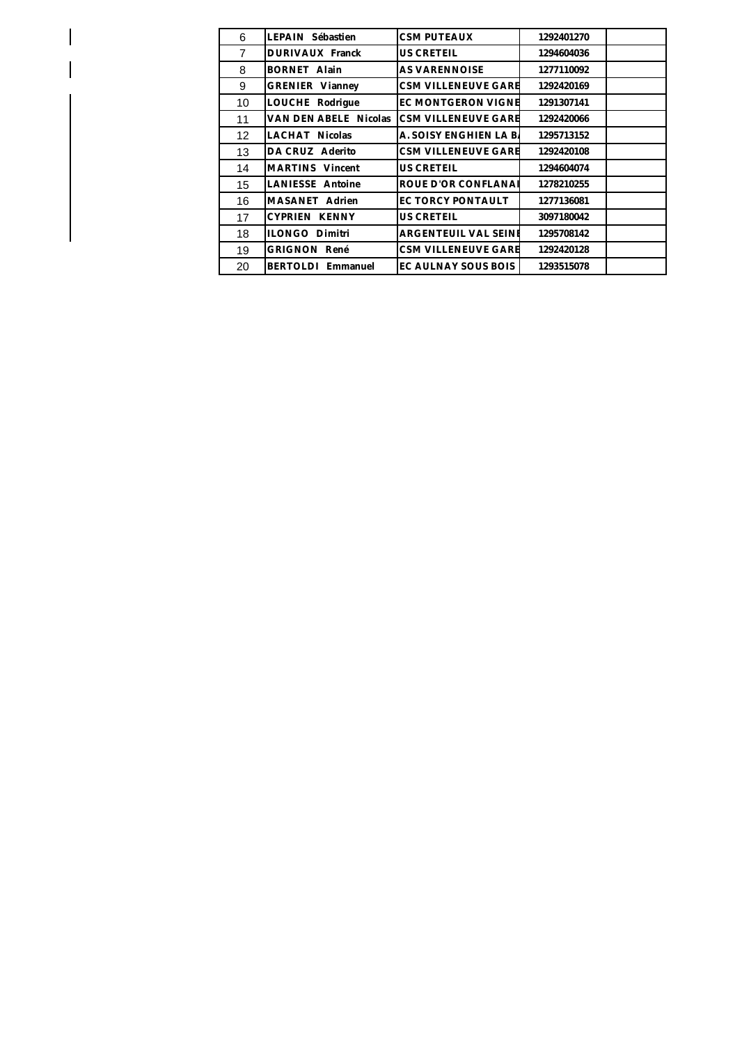| | | | | |
|---|---|---|---|---|
| 6 | LEPAIN Sébastien | CSM PUTEAUX | 1292401270 | |
| 7 | DURIVAUX Franck | US CRETEIL | 1294604036 | |
| 8 | BORNET Alain | AS VARENNOISE | 1277110092 | |
| 9 | GRENIER Vianney | CSM VILLENEUVE GARE | 1292420169 | |
| 10 | LOUCHE Rodrigue | EC MONTGERON VIGNE | 1291307141 | |
| 11 | VAN DEN ABELE Nicolas | CSM VILLENEUVE GARE | 1292420066 | |
| 12 | LACHAT Nicolas | A. SOISY ENGHIEN LA B | 1295713152 | |
| 13 | DA CRUZ Aderito | CSM VILLENEUVE GARE | 1292420108 | |
| 14 | MARTINS Vincent | US CRETEIL | 1294604074 | |
| 15 | LANIESSE Antoine | ROUE D'OR CONFLANAI | 1278210255 | |
| 16 | MASANET Adrien | EC TORCY PONTAULT | 1277136081 | |
| 17 | CYPRIEN KENNY | US CRETEIL | 3097180042 | |
| 18 | ILONGO Dimitri | ARGENTEUIL VAL SEINE | 1295708142 | |
| 19 | GRIGNON René | CSM VILLENEUVE GARE | 1292420128 | |
| 20 | BERTOLDI Emmanuel | EC AULNAY SOUS BOIS | 1293515078 | |